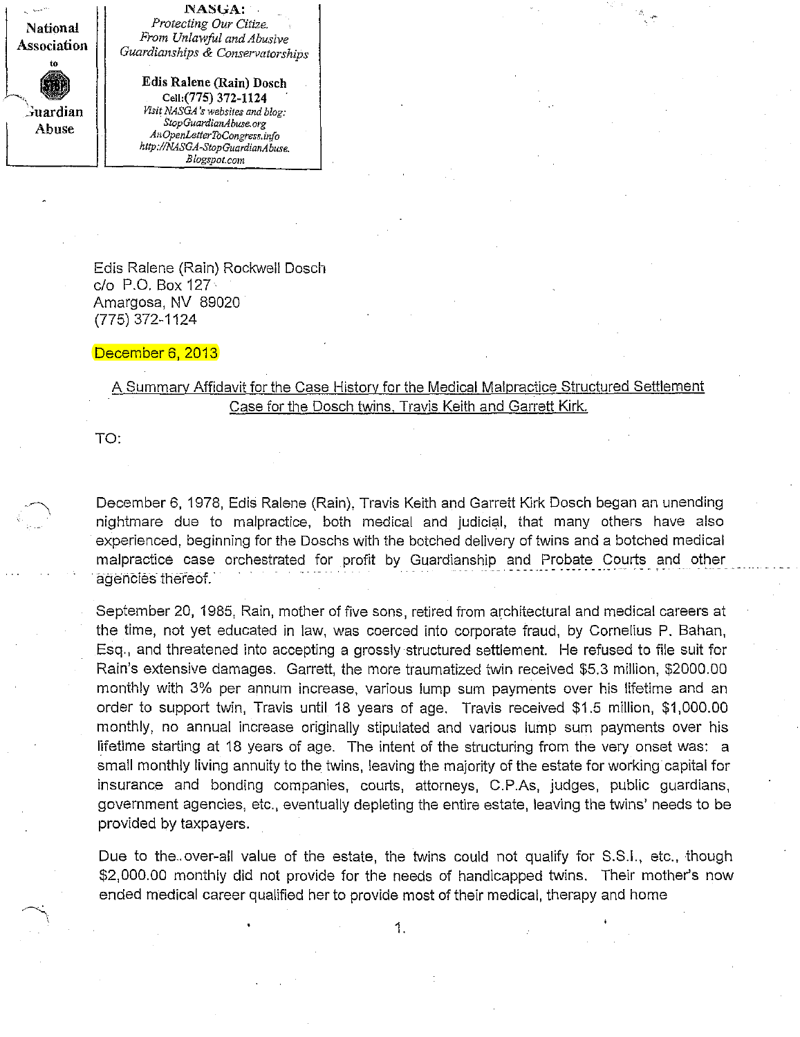National Association to STOP Guardian Abuse

**NASGA:**
*Protecting Our Citize.*
*From Unlawful and Abusive Guardianships & Conservatorships*

**Edis Ralene (Rain) Dosch**
**Cell:(775) 372-1124**
*Visit NASGA's websites and blog:*
*StopGuardianAbuse.org*
*AnOpenLetterToCongress.info*
*http://NASGA-StopGuardianAbuse.Blogspot.com*

Edis Ralene (Rain) Rockwell Dosch
c/o P.O. Box 127
Amargosa, NV 89020
(775) 372-1124

December 6, 2013

A Summary Affidavit for the Case History for the Medical Malpractice Structured Settlement Case for the Dosch twins, Travis Keith and Garrett Kirk.

TO:

December 6, 1978, Edis Ralene (Rain), Travis Keith and Garrett Kirk Dosch began an unending nightmare due to malpractice, both medical and judicial, that many others have also experienced, beginning for the Doschs with the botched delivery of twins and a botched medical malpractice case orchestrated for profit by Guardianship and Probate Courts and other agencies thereof.

September 20, 1985, Rain, mother of five sons, retired from architectural and medical careers at the time, not yet educated in law, was coerced into corporate fraud, by Cornelius P. Bahan, Esq., and threatened into accepting a grossly structured settlement. He refused to file suit for Rain's extensive damages. Garrett, the more traumatized twin received $5.3 million, $2000.00 monthly with 3% per annum increase, various lump sum payments over his lifetime and an order to support twin, Travis until 18 years of age. Travis received $1.5 million, $1,000.00 monthly, no annual increase originally stipulated and various lump sum payments over his lifetime starting at 18 years of age. The intent of the structuring from the very onset was: a small monthly living annuity to the twins, leaving the majority of the estate for working capital for insurance and bonding companies, courts, attorneys, C.P.As, judges, public guardians, government agencies, etc., eventually depleting the entire estate, leaving the twins' needs to be provided by taxpayers.

Due to the over-all value of the estate, the twins could not qualify for S.S.I., etc., though $2,000.00 monthly did not provide for the needs of handicapped twins. Their mother's now ended medical career qualified her to provide most of their medical, therapy and home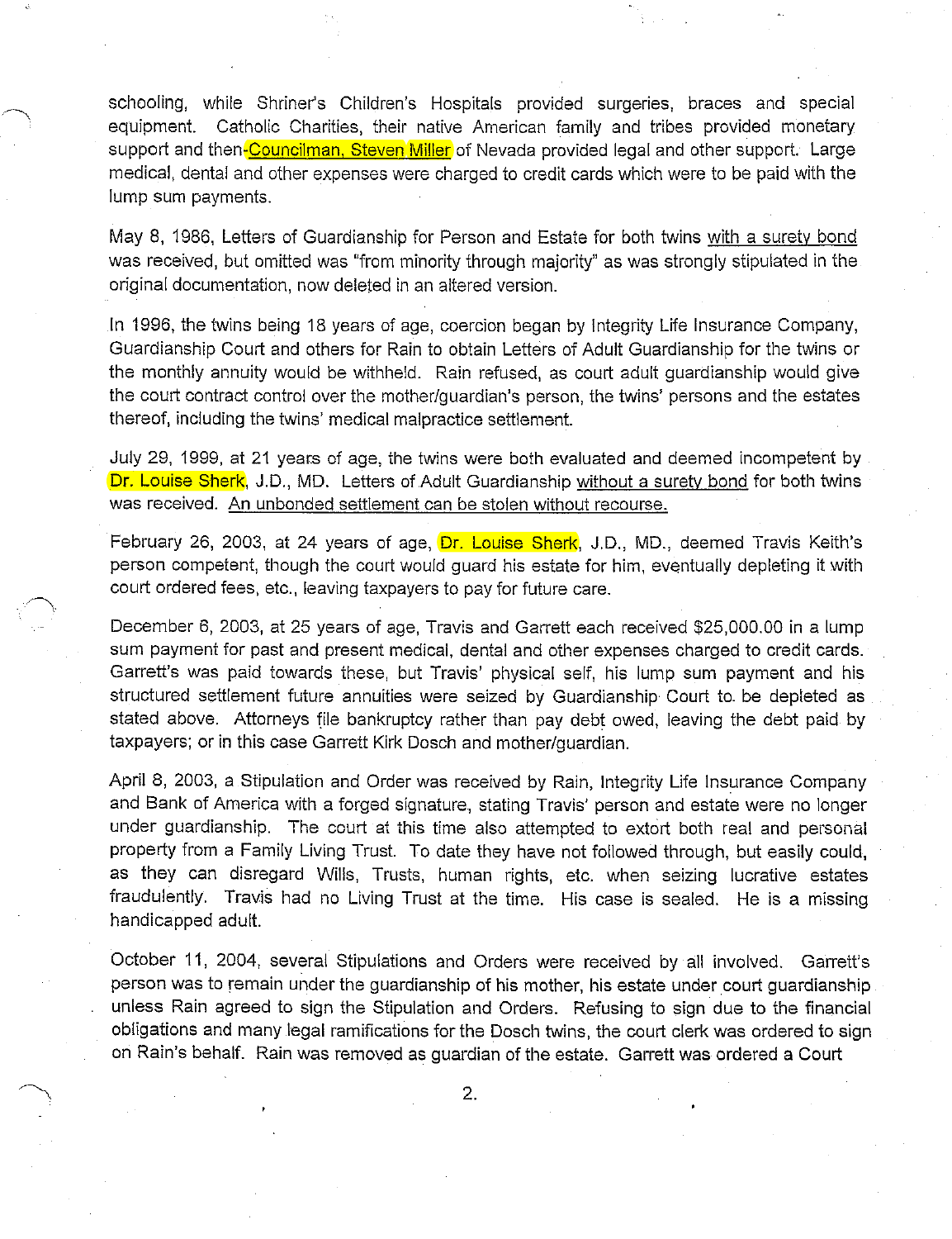schooling, while Shriner's Children's Hospitals provided surgeries, braces and special equipment. Catholic Charities, their native American family and tribes provided monetary support and then-Councilman, Steven Miller of Nevada provided legal and other support. Large medical, dental and other expenses were charged to credit cards which were to be paid with the lump sum payments.

May 8, 1986, Letters of Guardianship for Person and Estate for both twins with a surety bond was received, but omitted was "from minority through majority" as was strongly stipulated in the original documentation, now deleted in an altered version.

In 1996, the twins being 18 years of age, coercion began by Integrity Life Insurance Company, Guardianship Court and others for Rain to obtain Letters of Adult Guardianship for the twins or the monthly annuity would be withheld. Rain refused, as court adult guardianship would give the court contract control over the mother/guardian's person, the twins' persons and the estates thereof, including the twins' medical malpractice settlement.

July 29, 1999, at 21 years of age, the twins were both evaluated and deemed incompetent by Dr. Louise Sherk, J.D., MD. Letters of Adult Guardianship without a surety bond for both twins was received. An unbonded settlement can be stolen without recourse.

February 26, 2003, at 24 years of age, Dr. Louise Sherk, J.D., MD., deemed Travis Keith's person competent, though the court would guard his estate for him, eventually depleting it with court ordered fees, etc., leaving taxpayers to pay for future care.

December 6, 2003, at 25 years of age, Travis and Garrett each received $25,000.00 in a lump sum payment for past and present medical, dental and other expenses charged to credit cards. Garrett's was paid towards these, but Travis' physical self, his lump sum payment and his structured settlement future annuities were seized by Guardianship Court to be depleted as stated above. Attorneys file bankruptcy rather than pay debt owed, leaving the debt paid by taxpayers; or in this case Garrett Kirk Dosch and mother/guardian.

April 8, 2003, a Stipulation and Order was received by Rain, Integrity Life Insurance Company and Bank of America with a forged signature, stating Travis' person and estate were no longer under guardianship. The court at this time also attempted to extort both real and personal property from a Family Living Trust. To date they have not followed through, but easily could, as they can disregard Wills, Trusts, human rights, etc. when seizing lucrative estates fraudulently. Travis had no Living Trust at the time. His case is sealed. He is a missing handicapped adult.

October 11, 2004, several Stipulations and Orders were received by all involved. Garrett's person was to remain under the guardianship of his mother, his estate under court guardianship unless Rain agreed to sign the Stipulation and Orders. Refusing to sign due to the financial obligations and many legal ramifications for the Dosch twins, the court clerk was ordered to sign on Rain's behalf. Rain was removed as guardian of the estate. Garrett was ordered a Court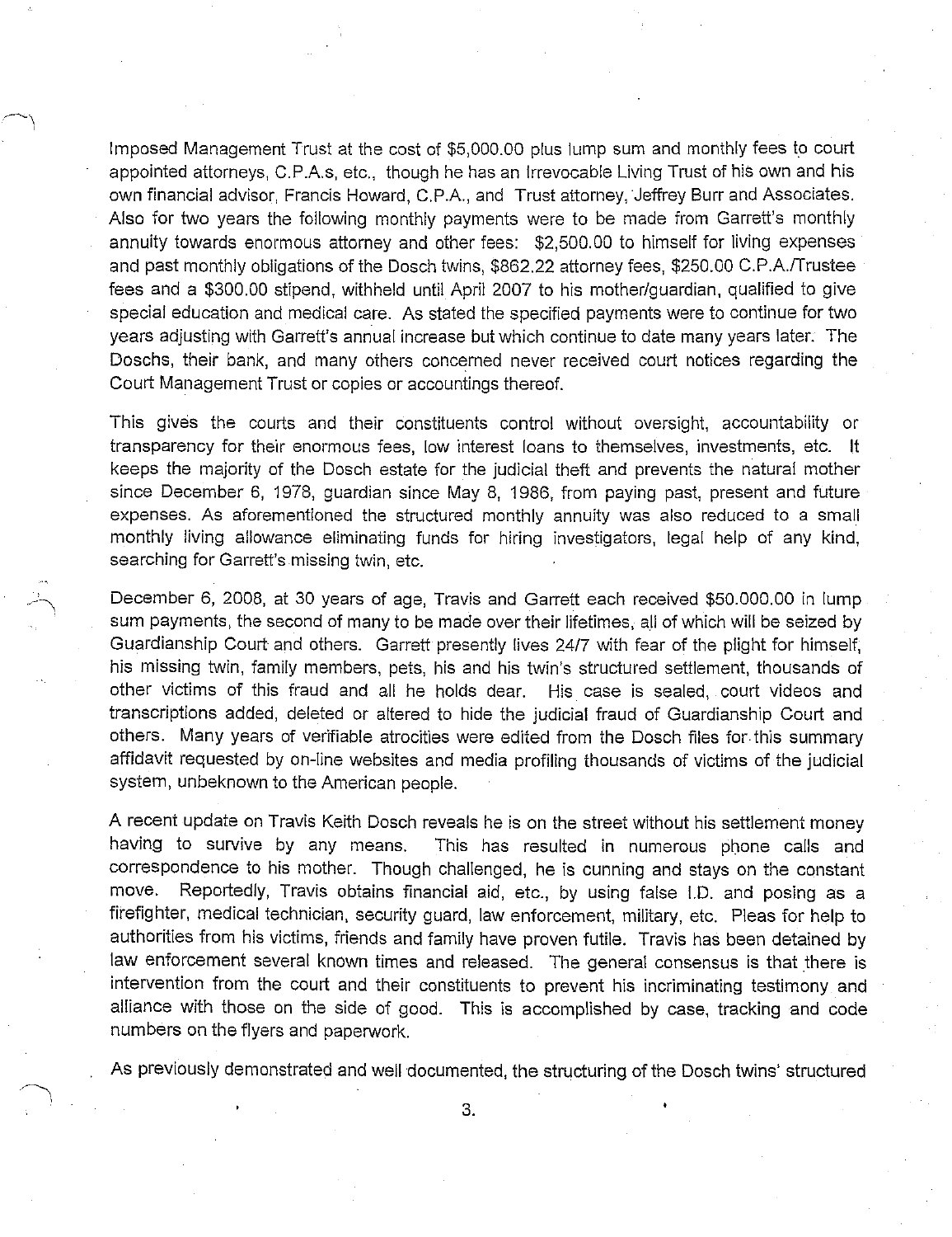Imposed Management Trust at the cost of $5,000.00 plus lump sum and monthly fees to court appointed attorneys, C.P.A.s, etc., though he has an Irrevocable Living Trust of his own and his own financial advisor, Francis Howard, C.P.A., and Trust attorney, Jeffrey Burr and Associates. Also for two years the following monthly payments were to be made from Garrett's monthly annuity towards enormous attorney and other fees: $2,500.00 to himself for living expenses and past monthly obligations of the Dosch twins, $862.22 attorney fees, $250.00 C.P.A./Trustee fees and a $300.00 stipend, withheld until April 2007 to his mother/guardian, qualified to give special education and medical care. As stated the specified payments were to continue for two years adjusting with Garrett's annual increase but which continue to date many years later. The Doschs, their bank, and many others concerned never received court notices regarding the Court Management Trust or copies or accountings thereof.

This gives the courts and their constituents control without oversight, accountability or transparency for their enormous fees, low interest loans to themselves, investments, etc. It keeps the majority of the Dosch estate for the judicial theft and prevents the natural mother since December 6, 1978, guardian since May 8, 1986, from paying past, present and future expenses. As aforementioned the structured monthly annuity was also reduced to a small monthly living allowance eliminating funds for hiring investigators, legal help of any kind, searching for Garrett's missing twin, etc.

December 6, 2008, at 30 years of age, Travis and Garrett each received $50.000.00 in lump sum payments, the second of many to be made over their lifetimes, all of which will be seized by Guardianship Court and others. Garrett presently lives 24/7 with fear of the plight for himself, his missing twin, family members, pets, his and his twin's structured settlement, thousands of other victims of this fraud and all he holds dear. His case is sealed, court videos and transcriptions added, deleted or altered to hide the judicial fraud of Guardianship Court and others. Many years of verifiable atrocities were edited from the Dosch files for this summary affidavit requested by on-line websites and media profiling thousands of victims of the judicial system, unbeknown to the American people.

A recent update on Travis Keith Dosch reveals he is on the street without his settlement money having to survive by any means. This has resulted in numerous phone calls and correspondence to his mother. Though challenged, he is cunning and stays on the constant move. Reportedly, Travis obtains financial aid, etc., by using false I.D. and posing as a firefighter, medical technician, security guard, law enforcement, military, etc. Pleas for help to authorities from his victims, friends and family have proven futile. Travis has been detained by law enforcement several known times and released. The general consensus is that there is intervention from the court and their constituents to prevent his incriminating testimony and alliance with those on the side of good. This is accomplished by case, tracking and code numbers on the flyers and paperwork.

As previously demonstrated and well documented, the structuring of the Dosch twins' structured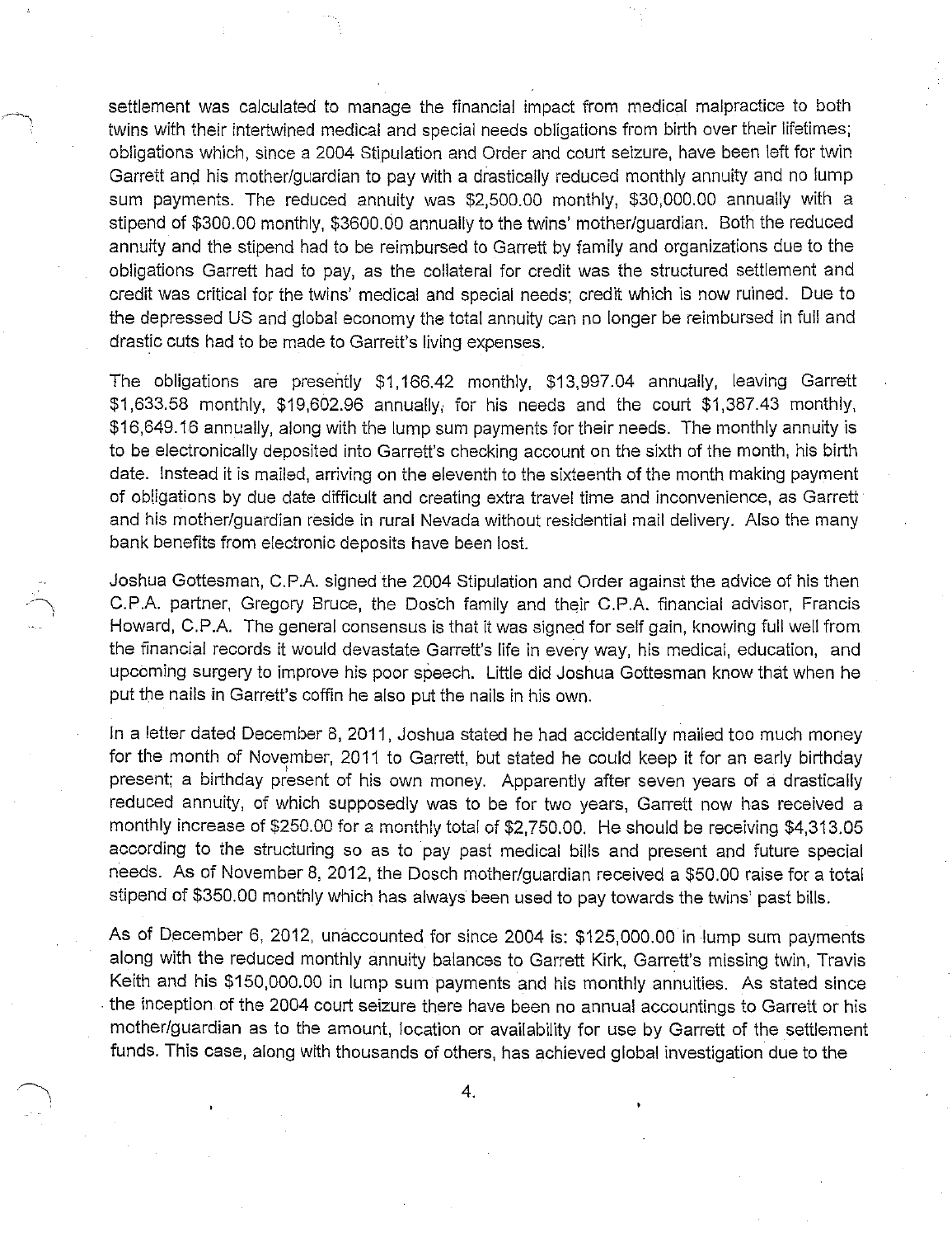settlement was calculated to manage the financial impact from medical malpractice to both twins with their intertwined medical and special needs obligations from birth over their lifetimes; obligations which, since a 2004 Stipulation and Order and court seizure, have been left for twin Garrett and his mother/guardian to pay with a drastically reduced monthly annuity and no lump sum payments. The reduced annuity was $2,500.00 monthly, $30,000.00 annually with a stipend of $300.00 monthly, $3600.00 annually to the twins' mother/guardian. Both the reduced annuity and the stipend had to be reimbursed to Garrett by family and organizations due to the obligations Garrett had to pay, as the collateral for credit was the structured settlement and credit was critical for the twins' medical and special needs; credit which is now ruined. Due to the depressed US and global economy the total annuity can no longer be reimbursed in full and drastic cuts had to be made to Garrett's living expenses.

The obligations are presently $1,166.42 monthly, $13,997.04 annually, leaving Garrett $1,633.58 monthly, $19,602.96 annually, for his needs and the court $1,387.43 monthly, $16,649.16 annually, along with the lump sum payments for their needs. The monthly annuity is to be electronically deposited into Garrett's checking account on the sixth of the month, his birth date. Instead it is mailed, arriving on the eleventh to the sixteenth of the month making payment of obligations by due date difficult and creating extra travel time and inconvenience, as Garrett and his mother/guardian reside in rural Nevada without residential mail delivery. Also the many bank benefits from electronic deposits have been lost.

Joshua Gottesman, C.P.A. signed the 2004 Stipulation and Order against the advice of his then C.P.A. partner, Gregory Bruce, the Dosch family and their C.P.A. financial advisor, Francis Howard, C.P.A. The general consensus is that it was signed for self gain, knowing full well from the financial records it would devastate Garrett's life in every way, his medical, education, and upcoming surgery to improve his poor speech. Little did Joshua Gottesman know that when he put the nails in Garrett's coffin he also put the nails in his own.

In a letter dated December 8, 2011, Joshua stated he had accidentally mailed too much money for the month of November, 2011 to Garrett, but stated he could keep it for an early birthday present; a birthday present of his own money. Apparently after seven years of a drastically reduced annuity, of which supposedly was to be for two years, Garrett now has received a monthly increase of $250.00 for a monthly total of $2,750.00. He should be receiving $4,313.05 according to the structuring so as to pay past medical bills and present and future special needs. As of November 8, 2012, the Dosch mother/guardian received a $50.00 raise for a total stipend of $350.00 monthly which has always been used to pay towards the twins' past bills.

As of December 6, 2012, unaccounted for since 2004 is: $125,000.00 in lump sum payments along with the reduced monthly annuity balances to Garrett Kirk, Garrett's missing twin, Travis Keith and his $150,000.00 in lump sum payments and his monthly annuities. As stated since the inception of the 2004 court seizure there have been no annual accountings to Garrett or his mother/guardian as to the amount, location or availability for use by Garrett of the settlement funds. This case, along with thousands of others, has achieved global investigation due to the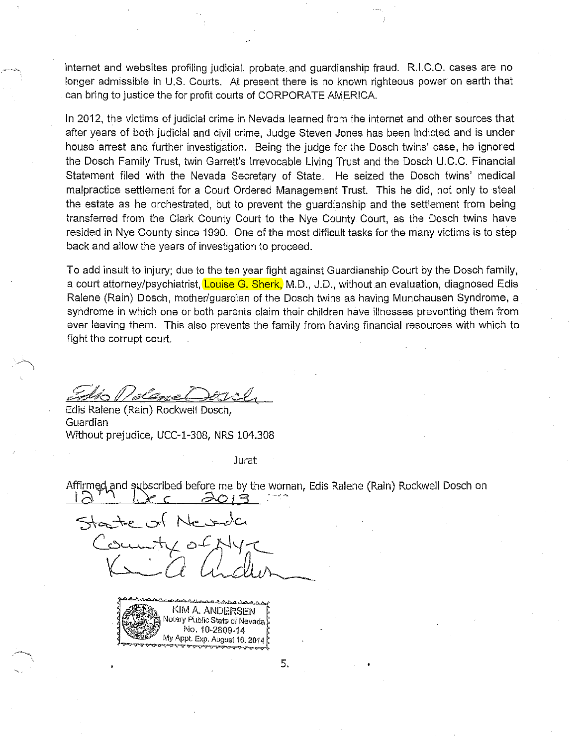internet and websites profiling judicial, probate and guardianship fraud. R.I.C.O. cases are no longer admissible in U.S. Courts. At present there is no known righteous power on earth that can bring to justice the for profit courts of CORPORATE AMERICA.

In 2012, the victims of judicial crime in Nevada learned from the internet and other sources that after years of both judicial and civil crime, Judge Steven Jones has been indicted and is under house arrest and further investigation. Being the judge for the Dosch twins' case, he ignored the Dosch Family Trust, twin Garrett's Irrevocable Living Trust and the Dosch U.C.C. Financial Statement filed with the Nevada Secretary of State. He seized the Dosch twins' medical malpractice settlement for a Court Ordered Management Trust. This he did, not only to steal the estate as he orchestrated, but to prevent the guardianship and the settlement from being transferred from the Clark County Court to the Nye County Court, as the Dosch twins have resided in Nye County since 1990. One of the most difficult tasks for the many victims is to step back and allow the years of investigation to proceed.

To add insult to injury; due to the ten year fight against Guardianship Court by the Dosch family, a court attorney/psychiatrist, Louise G. Sherk, M.D., J.D., without an evaluation, diagnosed Edis Ralene (Rain) Dosch, mother/guardian of the Dosch twins as having Munchausen Syndrome, a syndrome in which one or both parents claim their children have illnesses preventing them from ever leaving them. This also prevents the family from having financial resources with which to fight the corrupt court.

Edis Ralene Dosch

Edis Ralene (Rain) Rockwell Dosch,
Guardian
Without prejudice, UCC-1-308, NRS 104.308

Jurat

Affirmed and subscribed before me by the woman, Edis Ralene (Rain) Rockwell Dosch on
12th Dec 2013

State of Nevada
County of Nye
Kim A. Andersen

KIM A. ANDERSEN
Notary Public State of Nevada
No. 10-2809-14
My Appt. Exp. August 16, 2014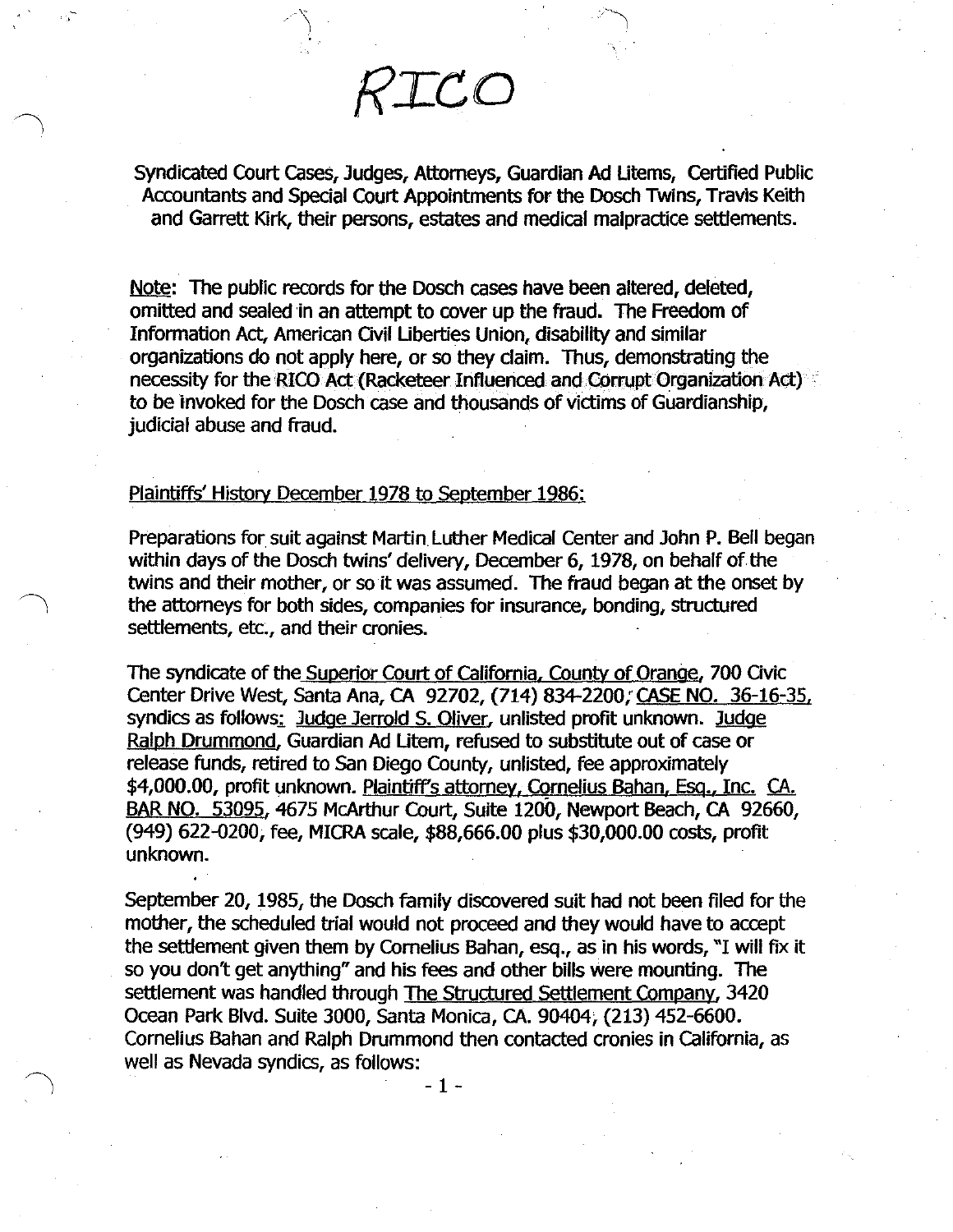# RICO

Syndicated Court Cases, Judges, Attorneys, Guardian Ad Litems, Certified Public Accountants and Special Court Appointments for the Dosch Twins, Travis Keith and Garrett Kirk, their persons, estates and medical malpractice settlements.

Note: The public records for the Dosch cases have been altered, deleted, omitted and sealed in an attempt to cover up the fraud. The Freedom of Information Act, American Civil Liberties Union, disability and similar organizations do not apply here, or so they claim. Thus, demonstrating the necessity for the RICO Act (Racketeer Influenced and Corrupt Organization Act) to be invoked for the Dosch case and thousands of victims of Guardianship, judicial abuse and fraud.

Plaintiffs' History December 1978 to September 1986:

Preparations for suit against Martin Luther Medical Center and John P. Bell began within days of the Dosch twins' delivery, December 6, 1978, on behalf of the twins and their mother, or so it was assumed. The fraud began at the onset by the attorneys for both sides, companies for insurance, bonding, structured settlements, etc., and their cronies.

The syndicate of the Superior Court of California, County of Orange, 700 Civic Center Drive West, Santa Ana, CA 92702, (714) 834-2200; CASE NO. 36-16-35, syndics as follows: Judge Jerrold S. Oliver, unlisted profit unknown. Judge Ralph Drummond, Guardian Ad Litem, refused to substitute out of case or release funds, retired to San Diego County, unlisted, fee approximately $4,000.00, profit unknown. Plaintiff's attorney, Cornelius Bahan, Esq., Inc. CA. BAR NO. 53095, 4675 McArthur Court, Suite 1200, Newport Beach, CA 92660, (949) 622-0200, fee, MICRA scale, $88,666.00 plus $30,000.00 costs, profit unknown.

September 20, 1985, the Dosch family discovered suit had not been filed for the mother, the scheduled trial would not proceed and they would have to accept the settlement given them by Cornelius Bahan, esq., as in his words, "I will fix it so you don't get anything" and his fees and other bills were mounting. The settlement was handled through The Structured Settlement Company, 3420 Ocean Park Blvd. Suite 3000, Santa Monica, CA. 90404, (213) 452-6600. Cornelius Bahan and Ralph Drummond then contacted cronies in California, as well as Nevada syndics, as follows: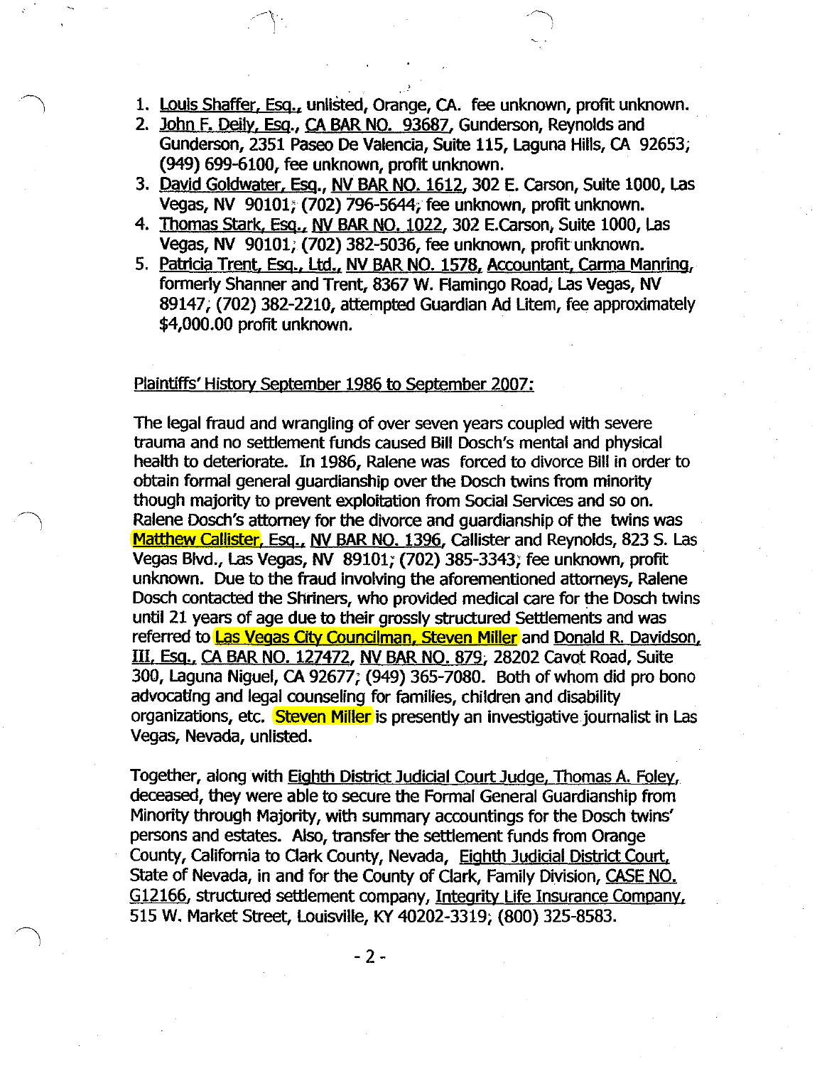1. Louis Shaffer, Esq., unlisted, Orange, CA. fee unknown, profit unknown.
2. John F. Deily, Esq., CA BAR NO. 93687, Gunderson, Reynolds and Gunderson, 2351 Paseo De Valencia, Suite 115, Laguna Hills, CA 92653; (949) 699-6100, fee unknown, profit unknown.
3. David Goldwater, Esq., NV BAR NO. 1612, 302 E. Carson, Suite 1000, Las Vegas, NV 90101; (702) 796-5644; fee unknown, profit unknown.
4. Thomas Stark, Esq., NV BAR NO. 1022, 302 E.Carson, Suite 1000, Las Vegas, NV 90101; (702) 382-5036, fee unknown, profit unknown.
5. Patricia Trent, Esq., Ltd., NV BAR NO. 1578, Accountant, Carma Manring, formerly Shanner and Trent, 8367 W. Flamingo Road, Las Vegas, NV 89147; (702) 382-2210, attempted Guardian Ad Litem, fee approximately $4,000.00 profit unknown.

Plaintiffs' History September 1986 to September 2007:

The legal fraud and wrangling of over seven years coupled with severe trauma and no settlement funds caused Bill Dosch's mental and physical health to deteriorate. In 1986, Ralene was forced to divorce Bill in order to obtain formal general guardianship over the Dosch twins from minority though majority to prevent exploitation from Social Services and so on. Ralene Dosch's attorney for the divorce and guardianship of the twins was Matthew Callister, Esq., NV BAR NO. 1396, Callister and Reynolds, 823 S. Las Vegas Blvd., Las Vegas, NV 89101; (702) 385-3343; fee unknown, profit unknown. Due to the fraud involving the aforementioned attorneys, Ralene Dosch contacted the Shriners, who provided medical care for the Dosch twins until 21 years of age due to their grossly structured Settlements and was referred to Las Vegas City Councilman, Steven Miller and Donald R. Davidson, III, Esq., CA BAR NO. 127472, NV BAR NO. 879; 28202 Cavot Road, Suite 300, Laguna Niguel, CA 92677; (949) 365-7080. Both of whom did pro bono advocating and legal counseling for families, children and disability organizations, etc. Steven Miller is presently an investigative journalist in Las Vegas, Nevada, unlisted.

Together, along with Eighth District Judicial Court Judge, Thomas A. Foley, deceased, they were able to secure the Formal General Guardianship from Minority through Majority, with summary accountings for the Dosch twins' persons and estates. Also, transfer the settlement funds from Orange County, California to Clark County, Nevada, Eighth Judicial District Court, State of Nevada, in and for the County of Clark, Family Division, CASE NO. G12166, structured settlement company, Integrity Life Insurance Company, 515 W. Market Street, Louisville, KY 40202-3319; (800) 325-8583.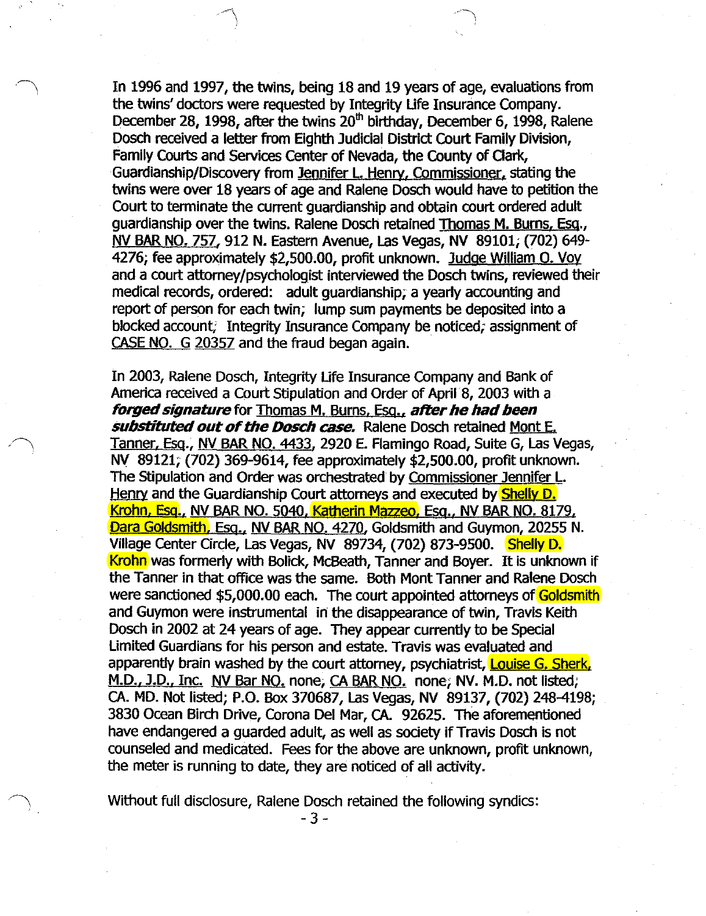In 1996 and 1997, the twins, being 18 and 19 years of age, evaluations from the twins' doctors were requested by Integrity Life Insurance Company. December 28, 1998, after the twins 20th birthday, December 6, 1998, Ralene Dosch received a letter from Eighth Judicial District Court Family Division, Family Courts and Services Center of Nevada, the County of Clark, Guardianship/Discovery from Jennifer L. Henry, Commissioner, stating the twins were over 18 years of age and Ralene Dosch would have to petition the Court to terminate the current guardianship and obtain court ordered adult guardianship over the twins. Ralene Dosch retained Thomas M. Burns, Esq., NV BAR NO. 757, 912 N. Eastern Avenue, Las Vegas, NV 89101; (702) 649-4276; fee approximately $2,500.00, profit unknown. Judge William O. Voy and a court attorney/psychologist interviewed the Dosch twins, reviewed their medical records, ordered: adult guardianship; a yearly accounting and report of person for each twin; lump sum payments be deposited into a blocked account; Integrity Insurance Company be noticed; assignment of CASE NO. G 20357 and the fraud began again.

In 2003, Ralene Dosch, Integrity Life Insurance Company and Bank of America received a Court Stipulation and Order of April 8, 2003 with a ***forged signature*** for Thomas M. Burns, Esq., ***after he had been substituted out of the Dosch case.*** Ralene Dosch retained Mont E. Tanner, Esq., NV BAR NO. 4433, 2920 E. Flamingo Road, Suite G, Las Vegas, NV 89121; (702) 369-9614, fee approximately $2,500.00, profit unknown. The Stipulation and Order was orchestrated by Commissioner Jennifer L. Henry and the Guardianship Court attorneys and executed by Shelly D. Krohn, Esq., NV BAR NO. 5040, Katherin Mazzeo, Esq., NV BAR NO. 8179, Dara Goldsmith, Esq., NV BAR NO. 4270, Goldsmith and Guymon, 20255 N. Village Center Circle, Las Vegas, NV 89734, (702) 873-9500. Shelly D. Krohn was formerly with Bolick, McBeath, Tanner and Boyer. It is unknown if the Tanner in that office was the same. Both Mont Tanner and Ralene Dosch were sanctioned $5,000.00 each. The court appointed attorneys of Goldsmith and Guymon were instrumental in the disappearance of twin, Travis Keith Dosch in 2002 at 24 years of age. They appear currently to be Special Limited Guardians for his person and estate. Travis was evaluated and apparently brain washed by the court attorney, psychiatrist, Louise G. Sherk, M.D., J.D., Inc. NV Bar NO. none; CA BAR NO. none; NV. M.D. not listed; CA. MD. Not listed; P.O. Box 370687, Las Vegas, NV 89137, (702) 248-4198; 3830 Ocean Birch Drive, Corona Del Mar, CA. 92625. The aforementioned have endangered a guarded adult, as well as society if Travis Dosch is not counseled and medicated. Fees for the above are unknown, profit unknown, the meter is running to date, they are noticed of all activity.

Without full disclosure, Ralene Dosch retained the following syndics: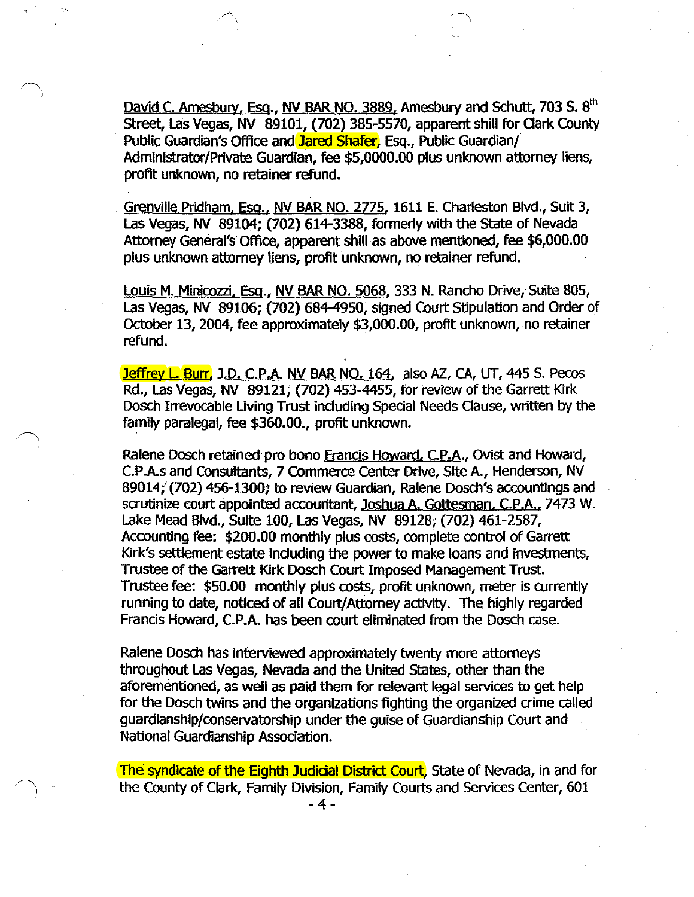David C. Amesbury, Esq., NV BAR NO. 3889, Amesbury and Schutt, 703 S. 8th Street, Las Vegas, NV 89101, (702) 385-5570, apparent shill for Clark County Public Guardian's Office and Jared Shafer, Esq., Public Guardian/ Administrator/Private Guardian, fee $5,0000.00 plus unknown attorney liens, profit unknown, no retainer refund.

Grenville Pridham, Esq., NV BAR NO. 2775, 1611 E. Charleston Blvd., Suit 3, Las Vegas, NV 89104; (702) 614-3388, formerly with the State of Nevada Attorney General's Office, apparent shill as above mentioned, fee $6,000.00 plus unknown attorney liens, profit unknown, no retainer refund.

Louis M. Minicozzi, Esq., NV BAR NO. 5068, 333 N. Rancho Drive, Suite 805, Las Vegas, NV 89106; (702) 684-4950, signed Court Stipulation and Order of October 13, 2004, fee approximately $3,000.00, profit unknown, no retainer refund.

Jeffrey L. Burr, J.D. C.P.A. NV BAR NO. 164, also AZ, CA, UT, 445 S. Pecos Rd., Las Vegas, NV 89121; (702) 453-4455, for review of the Garrett Kirk Dosch Irrevocable Living Trust including Special Needs Clause, written by the family paralegal, fee $360.00., profit unknown.

Ralene Dosch retained pro bono Francis Howard, C.P.A., Ovist and Howard, C.P.A.s and Consultants, 7 Commerce Center Drive, Site A., Henderson, NV 89014; (702) 456-1300; to review Guardian, Ralene Dosch's accountings and scrutinize court appointed accountant, Joshua A. Gottesman, C.P.A., 7473 W. Lake Mead Blvd., Suite 100, Las Vegas, NV 89128; (702) 461-2587, Accounting fee: $200.00 monthly plus costs, complete control of Garrett Kirk's settlement estate including the power to make loans and investments, Trustee of the Garrett Kirk Dosch Court Imposed Management Trust. Trustee fee: $50.00 monthly plus costs, profit unknown, meter is currently running to date, noticed of all Court/Attorney activity. The highly regarded Francis Howard, C.P.A. has been court eliminated from the Dosch case.

Ralene Dosch has interviewed approximately twenty more attorneys throughout Las Vegas, Nevada and the United States, other than the aforementioned, as well as paid them for relevant legal services to get help for the Dosch twins and the organizations fighting the organized crime called guardianship/conservatorship under the guise of Guardianship Court and National Guardianship Association.

The syndicate of the Eighth Judicial District Court, State of Nevada, in and for the County of Clark, Family Division, Family Courts and Services Center, 601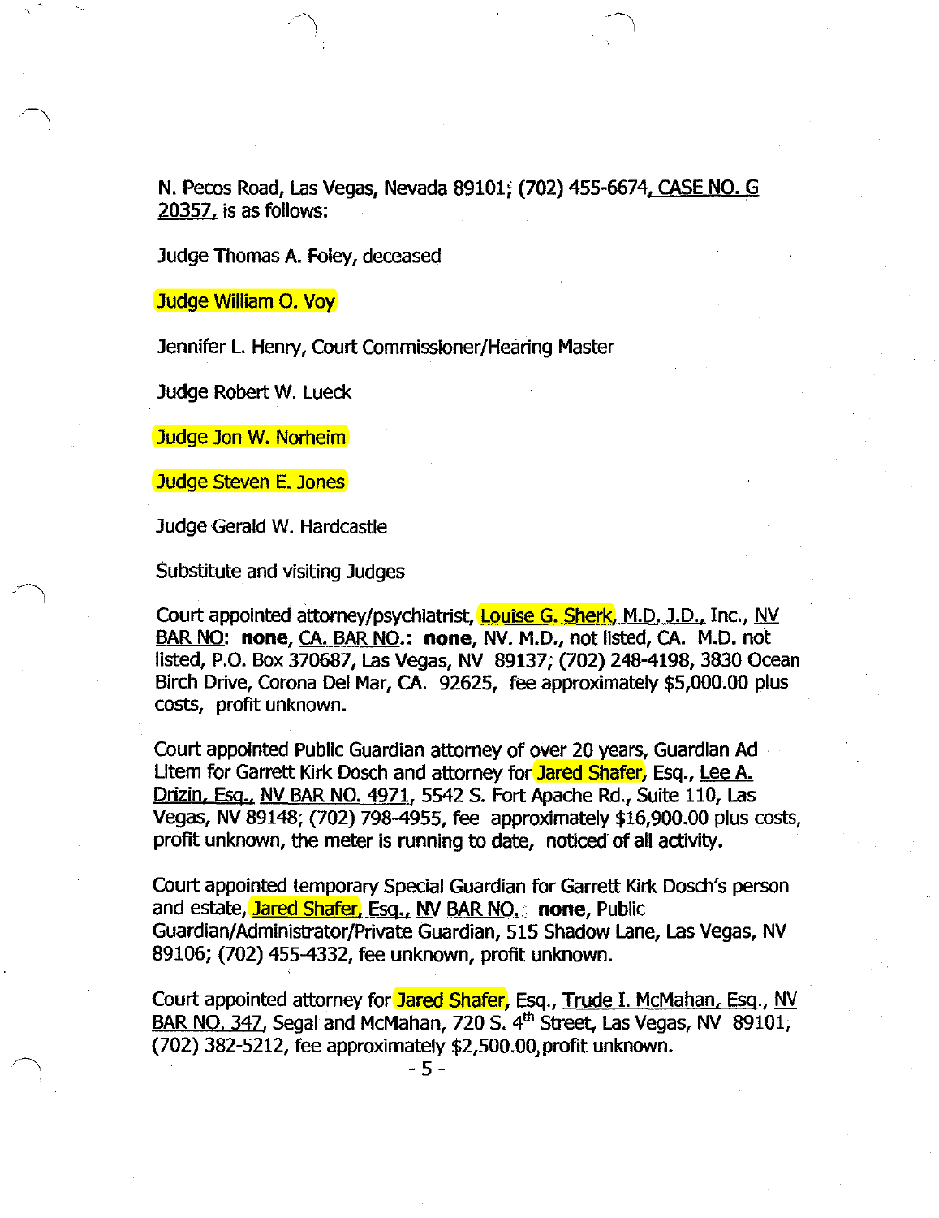N. Pecos Road, Las Vegas, Nevada 89101; (702) 455-6674, CASE NO. G 20357, is as follows:

Judge Thomas A. Foley, deceased

Judge William O. Voy

Jennifer L. Henry, Court Commissioner/Hearing Master

Judge Robert W. Lueck

Judge Jon W. Norheim

Judge Steven E. Jones

Judge Gerald W. Hardcastle

Substitute and visiting Judges

Court appointed attorney/psychiatrist, Louise G. Sherk, M.D., J.D., Inc., NV BAR NO: **none**, CA. BAR NO.: **none**, NV. M.D., not listed, CA. M.D. not listed, P.O. Box 370687, Las Vegas, NV 89137; (702) 248-4198, 3830 Ocean Birch Drive, Corona Del Mar, CA. 92625, fee approximately $5,000.00 plus costs, profit unknown.

Court appointed Public Guardian attorney of over 20 years, Guardian Ad Litem for Garrett Kirk Dosch and attorney for Jared Shafer, Esq., Lee A. Drizin, Esq., NV BAR NO. 4971, 5542 S. Fort Apache Rd., Suite 110, Las Vegas, NV 89148; (702) 798-4955, fee approximately $16,900.00 plus costs, profit unknown, the meter is running to date, noticed of all activity.

Court appointed temporary Special Guardian for Garrett Kirk Dosch's person and estate, Jared Shafer, Esq., NV BAR NO.: **none**, Public Guardian/Administrator/Private Guardian, 515 Shadow Lane, Las Vegas, NV 89106; (702) 455-4332, fee unknown, profit unknown.

Court appointed attorney for Jared Shafer, Esq., Trude I. McMahan, Esq., NV BAR NO. 347, Segal and McMahan, 720 S. 4th Street, Las Vegas, NV 89101, (702) 382-5212, fee approximately $2,500.00, profit unknown.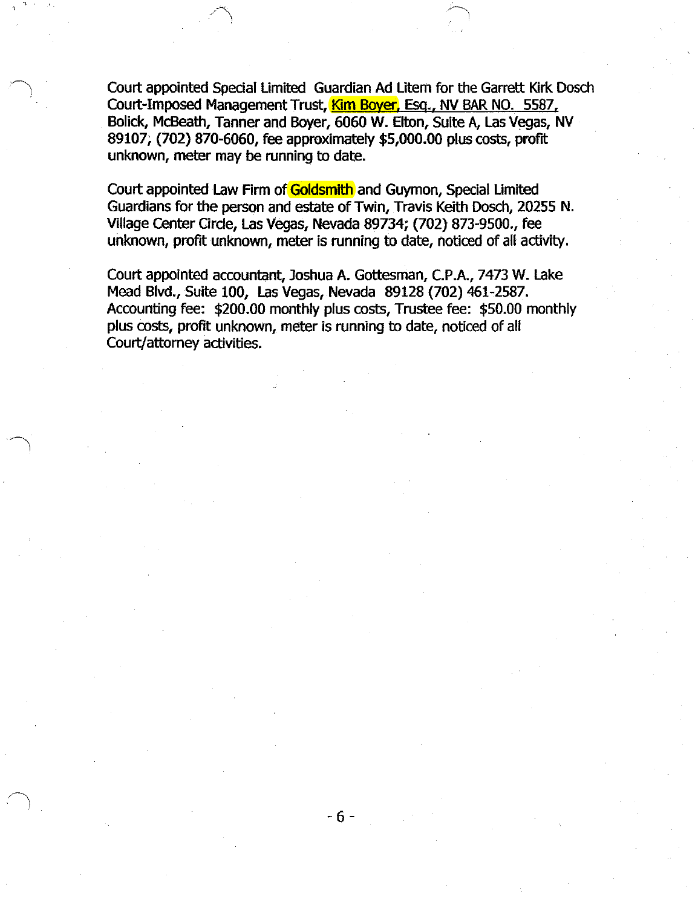Court appointed Special Limited Guardian Ad Litem for the Garrett Kirk Dosch Court-Imposed Management Trust, Kim Boyer, Esq., NV BAR NO. 5587, Bolick, McBeath, Tanner and Boyer, 6060 W. Elton, Suite A, Las Vegas, NV 89107, (702) 870-6060, fee approximately $5,000.00 plus costs, profit unknown, meter may be running to date.

Court appointed Law Firm of Goldsmith and Guymon, Special Limited Guardians for the person and estate of Twin, Travis Keith Dosch, 20255 N. Village Center Circle, Las Vegas, Nevada 89734; (702) 873-9500., fee unknown, profit unknown, meter is running to date, noticed of all activity.

Court appointed accountant, Joshua A. Gottesman, C.P.A., 7473 W. Lake Mead Blvd., Suite 100, Las Vegas, Nevada 89128 (702) 461-2587. Accounting fee: $200.00 monthly plus costs, Trustee fee: $50.00 monthly plus costs, profit unknown, meter is running to date, noticed of all Court/attorney activities.